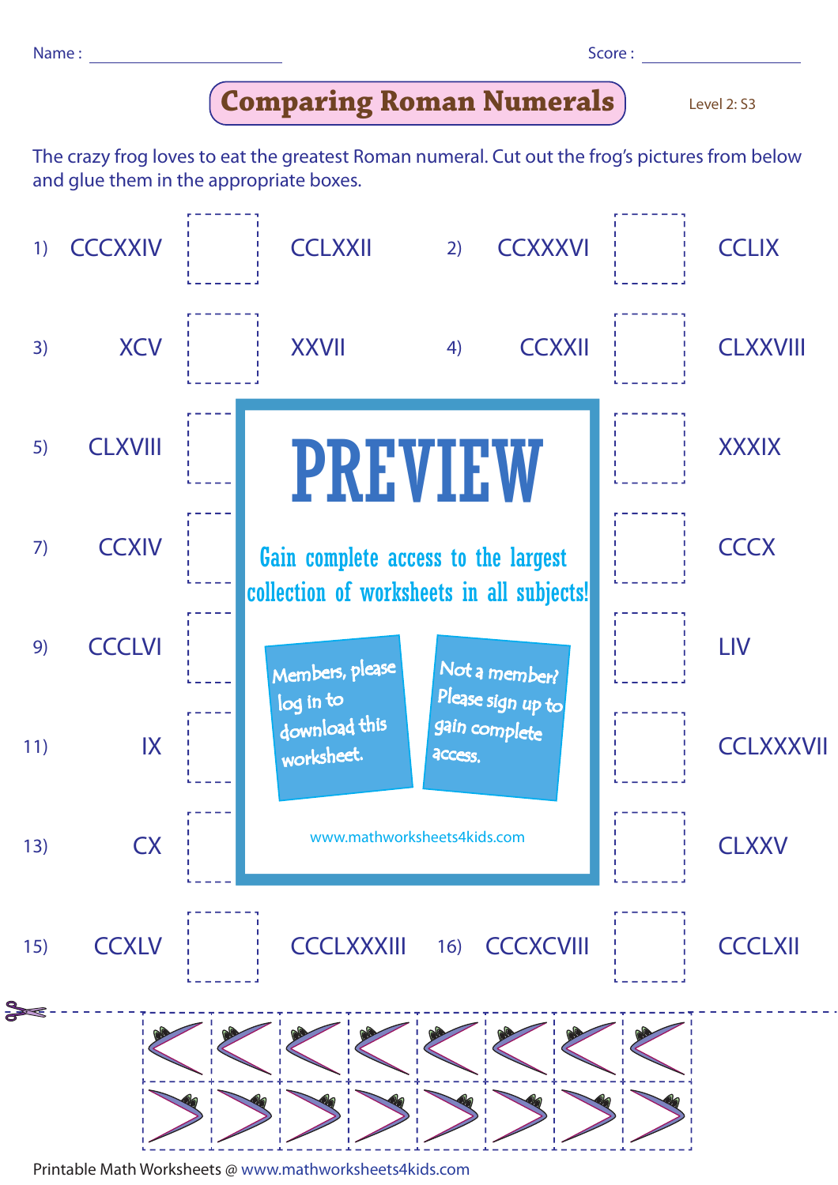Name : ______________________ Score : ________________

# Comparing Roman Numerals

Level 2: S3

The crazy frog loves to eat the greatest Roman numeral. Cut out the frog's pictures from below and glue them in the appropriate boxes.

1) CCCXXIV ☐ CCLXXII

2) CCXXXVI ☐ CCLIX

3) XCV ☐ XXVII

4) CCXXII ☐ CLXXVIII

5) CLXVIII ☐

☐ XXXIX

7) CCXIV ☐

☐ CCCX

9) CCCLVI ☐

☐ LIV

11) IX ☐

☐ CCLXXXVII

13) CX ☐

☐ CLXXV

15) CCXLV ☐ CCCLXXXIII

16) CCCXCVIII ☐ CCCLXII

**PREVIEW**

Gain complete access to the largest collection of worksheets in all subjects!

Members, please log in to download this worksheet.

Not a member? Please sign up to gain complete access.

www.mathworksheets4kids.com

| < | < | < | < | < | < | < | < |
|---|---|---|---|---|---|---|---|
| > | > | > | > | > | > | > | > |

Printable Math Worksheets @ www.mathworksheets4kids.com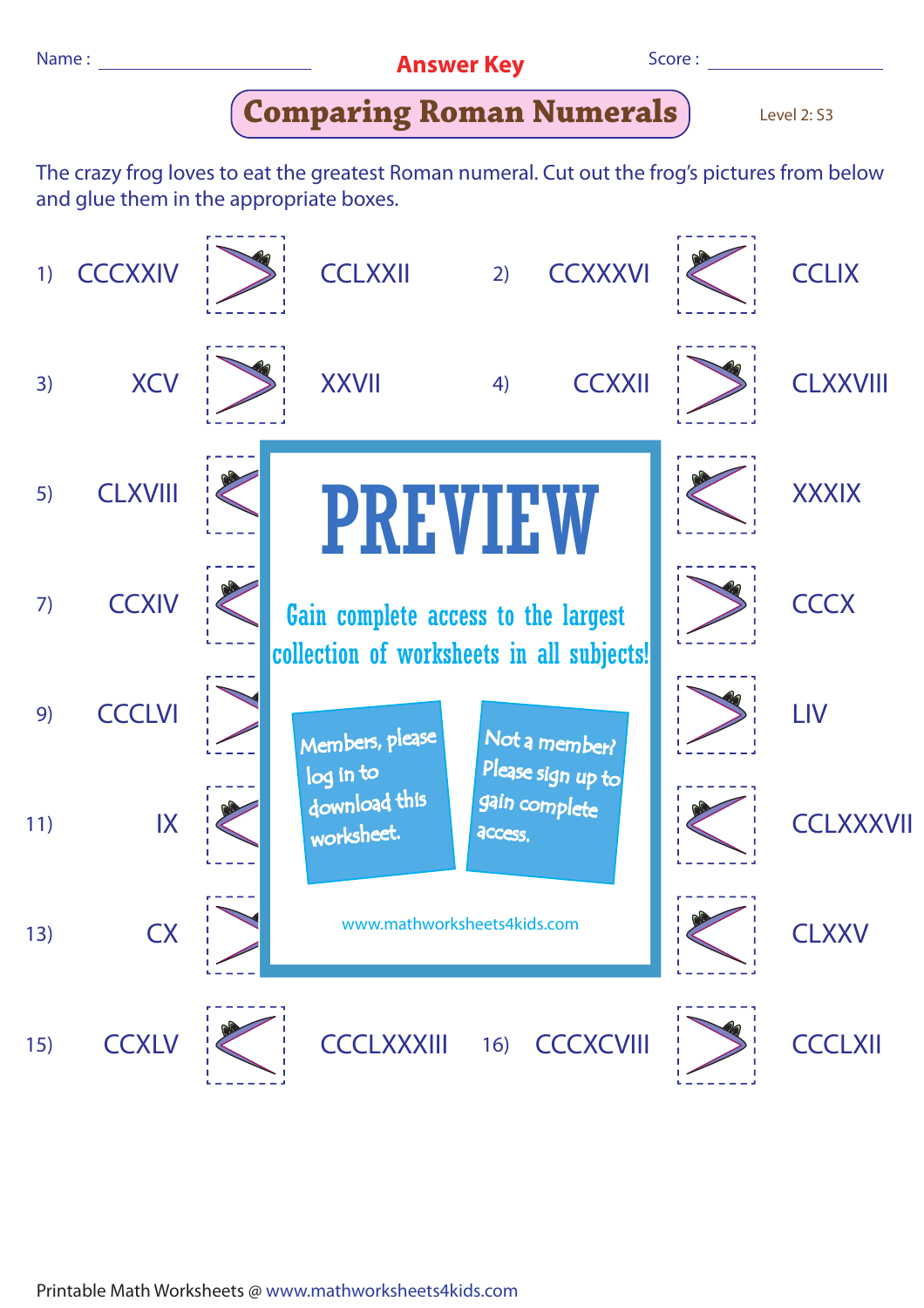Name : ____________________ **Answer Key** Score : ____________________

# Comparing Roman Numerals

Level 2: S3

The crazy frog loves to eat the greatest Roman numeral. Cut out the frog's pictures from below and glue them in the appropriate boxes.

| | | | | | | | |
|---|---|---|---|---|---|---|---|
| 1) | CCCXXIV | > | CCLXXII | 2) | CCXXXVI | < | CCLIX |
| 3) | XCV | > | XXVII | 4) | CCXXII | > | CLXXVIII |
| 5) | CLXVIII | < | | | | < | XXXIX |
| 7) | CCXIV | < | | | | > | CCCX |
| 9) | CCCLVI | > | | | | > | LIV |
| 11) | IX | < | | | | < | CCLXXXVII |
| 13) | CX | > | | | | < | CLXXV |
| 15) | CCXLV | < | CCCLXXXIII | 16) | CCCXCVIII | > | CCCLXII |

**PREVIEW**

Gain complete access to the largest collection of worksheets in all subjects!

Members, please log in to download this worksheet.

Not a member? Please sign up to gain complete access.

www.mathworksheets4kids.com